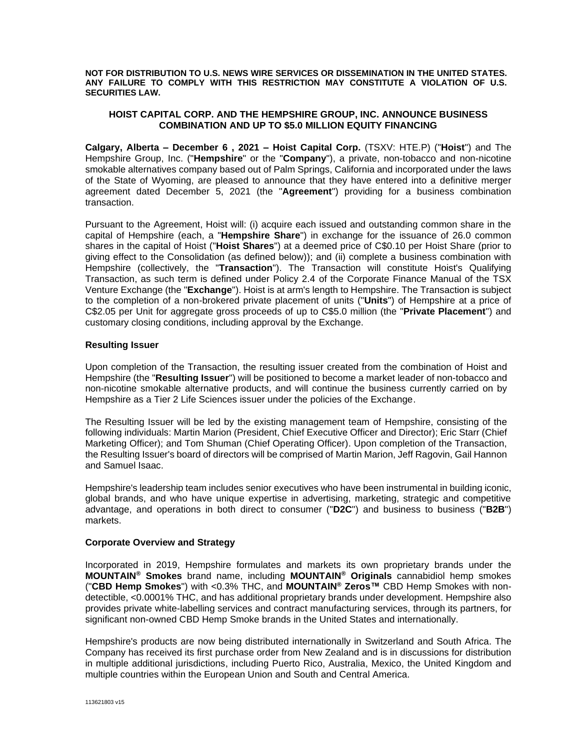**NOT FOR DISTRIBUTION TO U.S. NEWS WIRE SERVICES OR DISSEMINATION IN THE UNITED STATES. ANY FAILURE TO COMPLY WITH THIS RESTRICTION MAY CONSTITUTE A VIOLATION OF U.S. SECURITIES LAW.**

# HOIST CAPITAL CORP. AND THE HEMPSHIRE GROUP, INC. ANNOUNCE BUSINESS COMBINATION AND UP TO $5.0 MILLION EQUITY FINANCING

**Calgary, Alberta – December 6 , 2021 – Hoist Capital Corp.** (TSXV: HTE.P) ("**Hoist**") and The Hempshire Group, Inc. ("**Hempshire**" or the "**Company**"), a private, non-tobacco and non-nicotine smokable alternatives company based out of Palm Springs, California and incorporated under the laws of the State of Wyoming, are pleased to announce that they have entered into a definitive merger agreement dated December 5, 2021 (the "**Agreement**") providing for a business combination transaction.

Pursuant to the Agreement, Hoist will: (i) acquire each issued and outstanding common share in the capital of Hempshire (each, a "**Hempshire Share**") in exchange for the issuance of 26.0 common shares in the capital of Hoist ("**Hoist Shares**") at a deemed price of C$0.10 per Hoist Share (prior to giving effect to the Consolidation (as defined below)); and (ii) complete a business combination with Hempshire (collectively, the "**Transaction**"). The Transaction will constitute Hoist's Qualifying Transaction, as such term is defined under Policy 2.4 of the Corporate Finance Manual of the TSX Venture Exchange (the "**Exchange**"). Hoist is at arm's length to Hempshire. The Transaction is subject to the completion of a non-brokered private placement of units ("**Units**") of Hempshire at a price of C$2.05 per Unit for aggregate gross proceeds of up to C$5.0 million (the "**Private Placement**") and customary closing conditions, including approval by the Exchange.

## Resulting Issuer

Upon completion of the Transaction, the resulting issuer created from the combination of Hoist and Hempshire (the "**Resulting Issuer**") will be positioned to become a market leader of non-tobacco and non-nicotine smokable alternative products, and will continue the business currently carried on by Hempshire as a Tier 2 Life Sciences issuer under the policies of the Exchange.

The Resulting Issuer will be led by the existing management team of Hempshire, consisting of the following individuals: Martin Marion (President, Chief Executive Officer and Director); Eric Starr (Chief Marketing Officer); and Tom Shuman (Chief Operating Officer). Upon completion of the Transaction, the Resulting Issuer's board of directors will be comprised of Martin Marion, Jeff Ragovin, Gail Hannon and Samuel Isaac.

Hempshire's leadership team includes senior executives who have been instrumental in building iconic, global brands, and who have unique expertise in advertising, marketing, strategic and competitive advantage, and operations in both direct to consumer ("**D2C**") and business to business ("**B2B**") markets.

## Corporate Overview and Strategy

Incorporated in 2019, Hempshire formulates and markets its own proprietary brands under the **MOUNTAIN® Smokes** brand name, including **MOUNTAIN® Originals** cannabidiol hemp smokes ("**CBD Hemp Smokes**") with <0.3% THC, and **MOUNTAIN® Zeros™** CBD Hemp Smokes with non-detectible, <0.0001% THC, and has additional proprietary brands under development. Hempshire also provides private white-labelling services and contract manufacturing services, through its partners, for significant non-owned CBD Hemp Smoke brands in the United States and internationally.

Hempshire's products are now being distributed internationally in Switzerland and South Africa. The Company has received its first purchase order from New Zealand and is in discussions for distribution in multiple additional jurisdictions, including Puerto Rico, Australia, Mexico, the United Kingdom and multiple countries within the European Union and South and Central America.

113621803 v15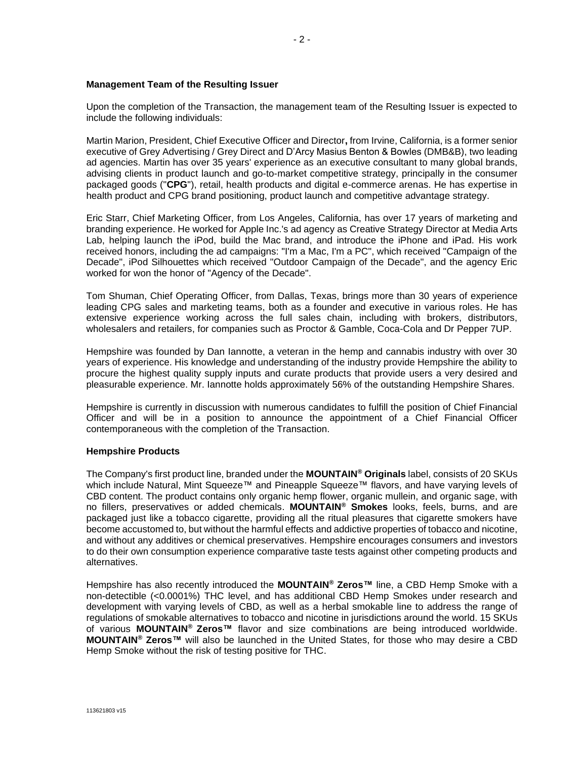**Management Team of the Resulting Issuer**

Upon the completion of the Transaction, the management team of the Resulting Issuer is expected to include the following individuals:

Martin Marion, President, Chief Executive Officer and Director**,** from Irvine, California, is a former senior executive of Grey Advertising / Grey Direct and D'Arcy Masius Benton & Bowles (DMB&B), two leading ad agencies. Martin has over 35 years' experience as an executive consultant to many global brands, advising clients in product launch and go-to-market competitive strategy, principally in the consumer packaged goods ("**CPG**"), retail, health products and digital e-commerce arenas. He has expertise in health product and CPG brand positioning, product launch and competitive advantage strategy.

Eric Starr, Chief Marketing Officer, from Los Angeles, California, has over 17 years of marketing and branding experience. He worked for Apple Inc.'s ad agency as Creative Strategy Director at Media Arts Lab, helping launch the iPod, build the Mac brand, and introduce the iPhone and iPad. His work received honors, including the ad campaigns: "I'm a Mac, I'm a PC", which received "Campaign of the Decade", iPod Silhouettes which received "Outdoor Campaign of the Decade", and the agency Eric worked for won the honor of "Agency of the Decade".

Tom Shuman, Chief Operating Officer, from Dallas, Texas, brings more than 30 years of experience leading CPG sales and marketing teams, both as a founder and executive in various roles. He has extensive experience working across the full sales chain, including with brokers, distributors, wholesalers and retailers, for companies such as Proctor & Gamble, Coca-Cola and Dr Pepper 7UP.

Hempshire was founded by Dan Iannotte, a veteran in the hemp and cannabis industry with over 30 years of experience. His knowledge and understanding of the industry provide Hempshire the ability to procure the highest quality supply inputs and curate products that provide users a very desired and pleasurable experience. Mr. Iannotte holds approximately 56% of the outstanding Hempshire Shares.

Hempshire is currently in discussion with numerous candidates to fulfill the position of Chief Financial Officer and will be in a position to announce the appointment of a Chief Financial Officer contemporaneous with the completion of the Transaction.

**Hempshire Products**

The Company's first product line, branded under the **MOUNTAIN® Originals** label, consists of 20 SKUs which include Natural, Mint Squeeze™ and Pineapple Squeeze™ flavors, and have varying levels of CBD content. The product contains only organic hemp flower, organic mullein, and organic sage, with no fillers, preservatives or added chemicals. **MOUNTAIN® Smokes** looks, feels, burns, and are packaged just like a tobacco cigarette, providing all the ritual pleasures that cigarette smokers have become accustomed to, but without the harmful effects and addictive properties of tobacco and nicotine, and without any additives or chemical preservatives. Hempshire encourages consumers and investors to do their own consumption experience comparative taste tests against other competing products and alternatives.

Hempshire has also recently introduced the **MOUNTAIN® Zeros™** line, a CBD Hemp Smoke with a non-detectible (<0.0001%) THC level, and has additional CBD Hemp Smokes under research and development with varying levels of CBD, as well as a herbal smokable line to address the range of regulations of smokable alternatives to tobacco and nicotine in jurisdictions around the world. 15 SKUs of various **MOUNTAIN® Zeros™** flavor and size combinations are being introduced worldwide. **MOUNTAIN® Zeros™** will also be launched in the United States, for those who may desire a CBD Hemp Smoke without the risk of testing positive for THC.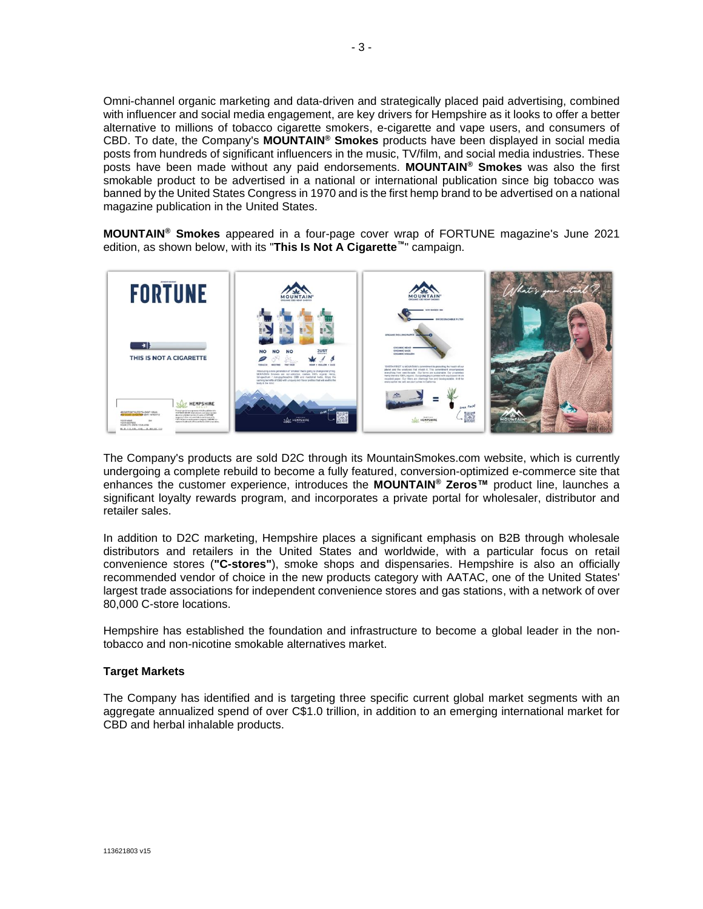Omni-channel organic marketing and data-driven and strategically placed paid advertising, combined with influencer and social media engagement, are key drivers for Hempshire as it looks to offer a better alternative to millions of tobacco cigarette smokers, e-cigarette and vape users, and consumers of CBD. To date, the Company's **MOUNTAIN® Smokes** products have been displayed in social media posts from hundreds of significant influencers in the music, TV/film, and social media industries. These posts have been made without any paid endorsements. **MOUNTAIN® Smokes** was also the first smokable product to be advertised in a national or international publication since big tobacco was banned by the United States Congress in 1970 and is the first hemp brand to be advertised on a national magazine publication in the United States.

**MOUNTAIN® Smokes** appeared in a four-page cover wrap of FORTUNE magazine's June 2021 edition, as shown below, with its "**This Is Not A Cigarette™**" campaign.

The Company's products are sold D2C through its MountainSmokes.com website, which is currently undergoing a complete rebuild to become a fully featured, conversion-optimized e-commerce site that enhances the customer experience, introduces the **MOUNTAIN® Zeros™** product line, launches a significant loyalty rewards program, and incorporates a private portal for wholesaler, distributor and retailer sales.

In addition to D2C marketing, Hempshire places a significant emphasis on B2B through wholesale distributors and retailers in the United States and worldwide, with a particular focus on retail convenience stores (**"C-stores"**), smoke shops and dispensaries. Hempshire is also an officially recommended vendor of choice in the new products category with AATAC, one of the United States' largest trade associations for independent convenience stores and gas stations, with a network of over 80,000 C-store locations.

Hempshire has established the foundation and infrastructure to become a global leader in the non-tobacco and non-nicotine smokable alternatives market.

**Target Markets**

The Company has identified and is targeting three specific current global market segments with an aggregate annualized spend of over C$1.0 trillion, in addition to an emerging international market for CBD and herbal inhalable products.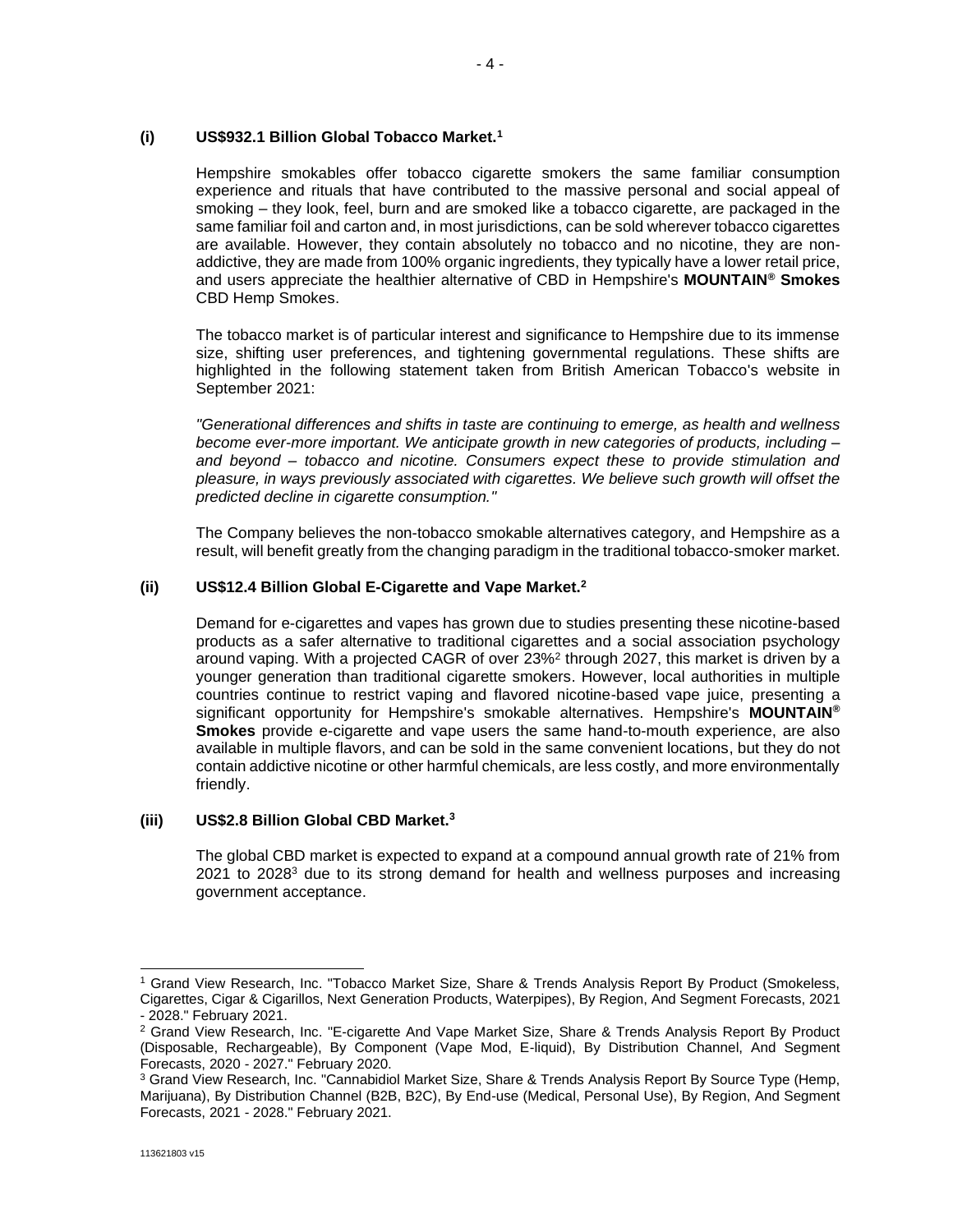### (i) US$932.1 Billion Global Tobacco Market.[1]

Hempshire smokables offer tobacco cigarette smokers the same familiar consumption experience and rituals that have contributed to the massive personal and social appeal of smoking – they look, feel, burn and are smoked like a tobacco cigarette, are packaged in the same familiar foil and carton and, in most jurisdictions, can be sold wherever tobacco cigarettes are available. However, they contain absolutely no tobacco and no nicotine, they are non-addictive, they are made from 100% organic ingredients, they typically have a lower retail price, and users appreciate the healthier alternative of CBD in Hempshire's **MOUNTAIN® Smokes** CBD Hemp Smokes.

The tobacco market is of particular interest and significance to Hempshire due to its immense size, shifting user preferences, and tightening governmental regulations. These shifts are highlighted in the following statement taken from British American Tobacco's website in September 2021:

*"Generational differences and shifts in taste are continuing to emerge, as health and wellness become ever-more important. We anticipate growth in new categories of products, including – and beyond – tobacco and nicotine. Consumers expect these to provide stimulation and pleasure, in ways previously associated with cigarettes. We believe such growth will offset the predicted decline in cigarette consumption."*

The Company believes the non-tobacco smokable alternatives category, and Hempshire as a result, will benefit greatly from the changing paradigm in the traditional tobacco-smoker market.

### (ii) US$12.4 Billion Global E-Cigarette and Vape Market.[2]

Demand for e-cigarettes and vapes has grown due to studies presenting these nicotine-based products as a safer alternative to traditional cigarettes and a social association psychology around vaping. With a projected CAGR of over 23%[2] through 2027, this market is driven by a younger generation than traditional cigarette smokers. However, local authorities in multiple countries continue to restrict vaping and flavored nicotine-based vape juice, presenting a significant opportunity for Hempshire's smokable alternatives. Hempshire's **MOUNTAIN® Smokes** provide e-cigarette and vape users the same hand-to-mouth experience, are also available in multiple flavors, and can be sold in the same convenient locations, but they do not contain addictive nicotine or other harmful chemicals, are less costly, and more environmentally friendly.

### (iii) US$2.8 Billion Global CBD Market.[3]

The global CBD market is expected to expand at a compound annual growth rate of 21% from 2021 to 2028[3] due to its strong demand for health and wellness purposes and increasing government acceptance.

---

[1] Grand View Research, Inc. "Tobacco Market Size, Share & Trends Analysis Report By Product (Smokeless, Cigarettes, Cigar & Cigarillos, Next Generation Products, Waterpipes), By Region, And Segment Forecasts, 2021 - 2028." February 2021.

[2] Grand View Research, Inc. "E-cigarette And Vape Market Size, Share & Trends Analysis Report By Product (Disposable, Rechargeable), By Component (Vape Mod, E-liquid), By Distribution Channel, And Segment Forecasts, 2020 - 2027." February 2020.

[3] Grand View Research, Inc. "Cannabidiol Market Size, Share & Trends Analysis Report By Source Type (Hemp, Marijuana), By Distribution Channel (B2B, B2C), By End-use (Medical, Personal Use), By Region, And Segment Forecasts, 2021 - 2028." February 2021.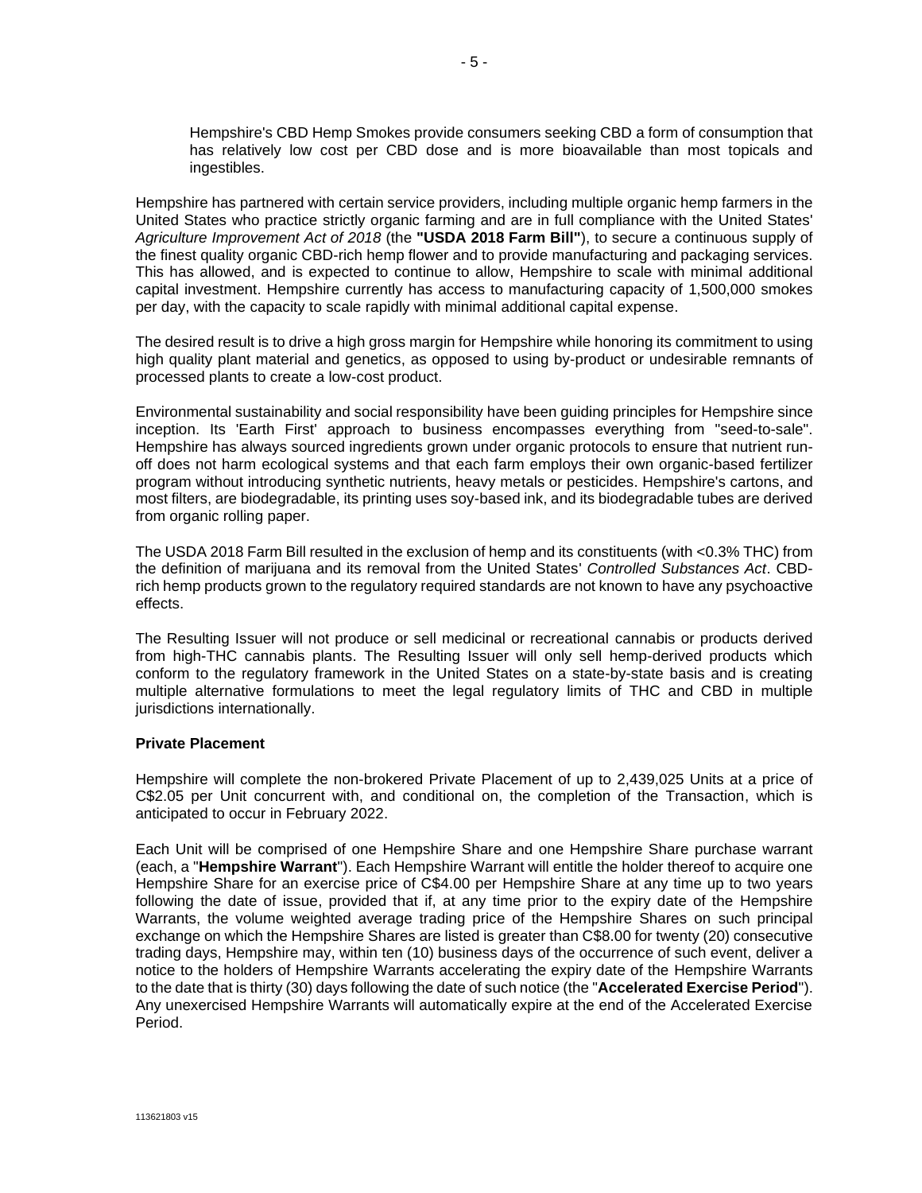> Hempshire's CBD Hemp Smokes provide consumers seeking CBD a form of consumption that has relatively low cost per CBD dose and is more bioavailable than most topicals and ingestibles.

Hempshire has partnered with certain service providers, including multiple organic hemp farmers in the United States who practice strictly organic farming and are in full compliance with the United States' *Agriculture Improvement Act of 2018* (the **"USDA 2018 Farm Bill"**), to secure a continuous supply of the finest quality organic CBD-rich hemp flower and to provide manufacturing and packaging services. This has allowed, and is expected to continue to allow, Hempshire to scale with minimal additional capital investment. Hempshire currently has access to manufacturing capacity of 1,500,000 smokes per day, with the capacity to scale rapidly with minimal additional capital expense.

The desired result is to drive a high gross margin for Hempshire while honoring its commitment to using high quality plant material and genetics, as opposed to using by-product or undesirable remnants of processed plants to create a low-cost product.

Environmental sustainability and social responsibility have been guiding principles for Hempshire since inception. Its 'Earth First' approach to business encompasses everything from "seed-to-sale". Hempshire has always sourced ingredients grown under organic protocols to ensure that nutrient run-off does not harm ecological systems and that each farm employs their own organic-based fertilizer program without introducing synthetic nutrients, heavy metals or pesticides. Hempshire's cartons, and most filters, are biodegradable, its printing uses soy-based ink, and its biodegradable tubes are derived from organic rolling paper.

The USDA 2018 Farm Bill resulted in the exclusion of hemp and its constituents (with <0.3% THC) from the definition of marijuana and its removal from the United States' *Controlled Substances Act*. CBD-rich hemp products grown to the regulatory required standards are not known to have any psychoactive effects.

The Resulting Issuer will not produce or sell medicinal or recreational cannabis or products derived from high-THC cannabis plants. The Resulting Issuer will only sell hemp-derived products which conform to the regulatory framework in the United States on a state-by-state basis and is creating multiple alternative formulations to meet the legal regulatory limits of THC and CBD in multiple jurisdictions internationally.

**Private Placement**

Hempshire will complete the non-brokered Private Placement of up to 2,439,025 Units at a price of C$2.05 per Unit concurrent with, and conditional on, the completion of the Transaction, which is anticipated to occur in February 2022.

Each Unit will be comprised of one Hempshire Share and one Hempshire Share purchase warrant (each, a "**Hempshire Warrant**"). Each Hempshire Warrant will entitle the holder thereof to acquire one Hempshire Share for an exercise price of C$4.00 per Hempshire Share at any time up to two years following the date of issue, provided that if, at any time prior to the expiry date of the Hempshire Warrants, the volume weighted average trading price of the Hempshire Shares on such principal exchange on which the Hempshire Shares are listed is greater than C$8.00 for twenty (20) consecutive trading days, Hempshire may, within ten (10) business days of the occurrence of such event, deliver a notice to the holders of Hempshire Warrants accelerating the expiry date of the Hempshire Warrants to the date that is thirty (30) days following the date of such notice (the "**Accelerated Exercise Period**"). Any unexercised Hempshire Warrants will automatically expire at the end of the Accelerated Exercise Period.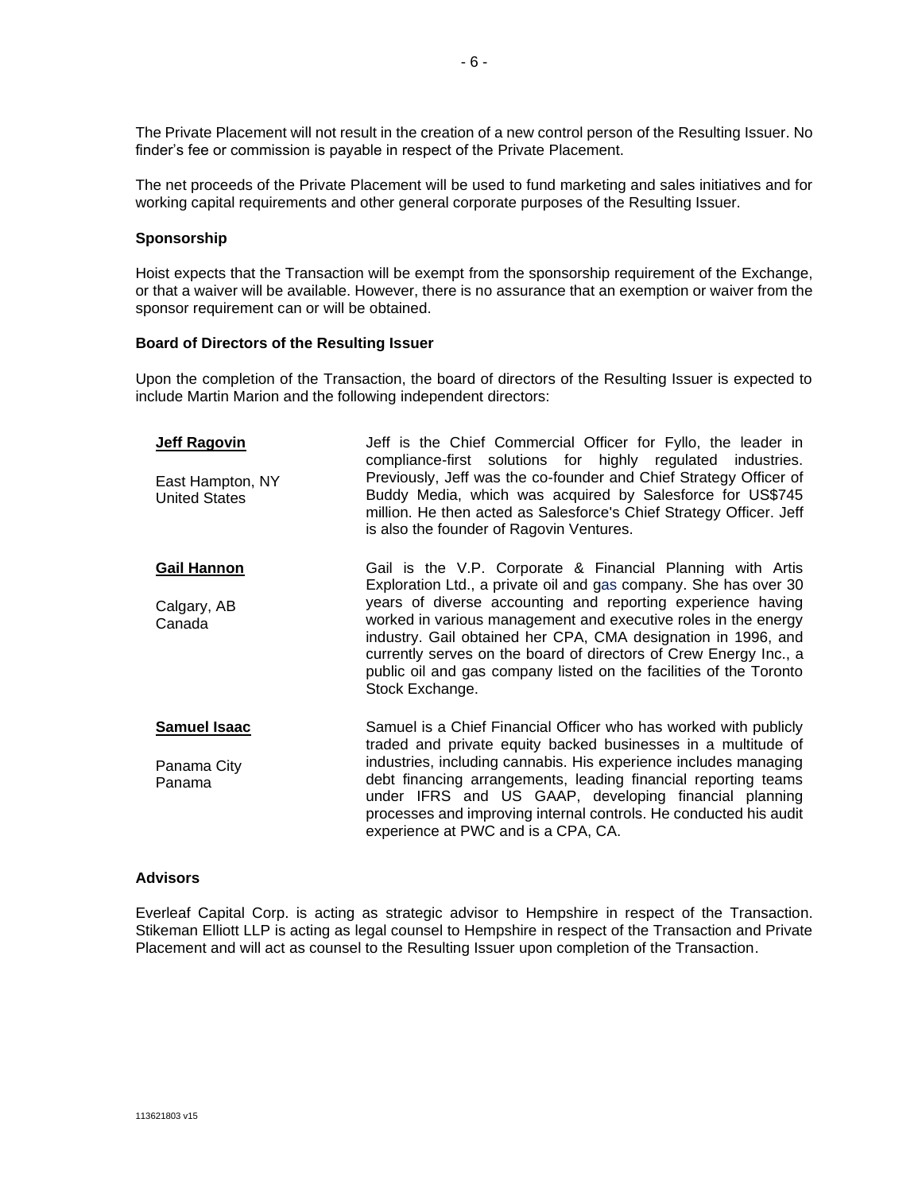The Private Placement will not result in the creation of a new control person of the Resulting Issuer. No finder's fee or commission is payable in respect of the Private Placement.

The net proceeds of the Private Placement will be used to fund marketing and sales initiatives and for working capital requirements and other general corporate purposes of the Resulting Issuer.

**Sponsorship**

Hoist expects that the Transaction will be exempt from the sponsorship requirement of the Exchange, or that a waiver will be available. However, there is no assurance that an exemption or waiver from the sponsor requirement can or will be obtained.

**Board of Directors of the Resulting Issuer**

Upon the completion of the Transaction, the board of directors of the Resulting Issuer is expected to include Martin Marion and the following independent directors:

| | |
|---|---|
| **Jeff Ragovin**<br><br>East Hampton, NY<br>United States | Jeff is the Chief Commercial Officer for Fyllo, the leader in compliance-first solutions for highly regulated industries. Previously, Jeff was the co-founder and Chief Strategy Officer of Buddy Media, which was acquired by Salesforce for US$745 million. He then acted as Salesforce's Chief Strategy Officer. Jeff is also the founder of Ragovin Ventures. |
| **Gail Hannon**<br><br>Calgary, AB<br>Canada | Gail is the V.P. Corporate & Financial Planning with Artis Exploration Ltd., a private oil and gas company. She has over 30 years of diverse accounting and reporting experience having worked in various management and executive roles in the energy industry. Gail obtained her CPA, CMA designation in 1996, and currently serves on the board of directors of Crew Energy Inc., a public oil and gas company listed on the facilities of the Toronto Stock Exchange. |
| **Samuel Isaac**<br><br>Panama City<br>Panama | Samuel is a Chief Financial Officer who has worked with publicly traded and private equity backed businesses in a multitude of industries, including cannabis. His experience includes managing debt financing arrangements, leading financial reporting teams under IFRS and US GAAP, developing financial planning processes and improving internal controls. He conducted his audit experience at PWC and is a CPA, CA. |

**Advisors**

Everleaf Capital Corp. is acting as strategic advisor to Hempshire in respect of the Transaction. Stikeman Elliott LLP is acting as legal counsel to Hempshire in respect of the Transaction and Private Placement and will act as counsel to the Resulting Issuer upon completion of the Transaction.

113621803 v15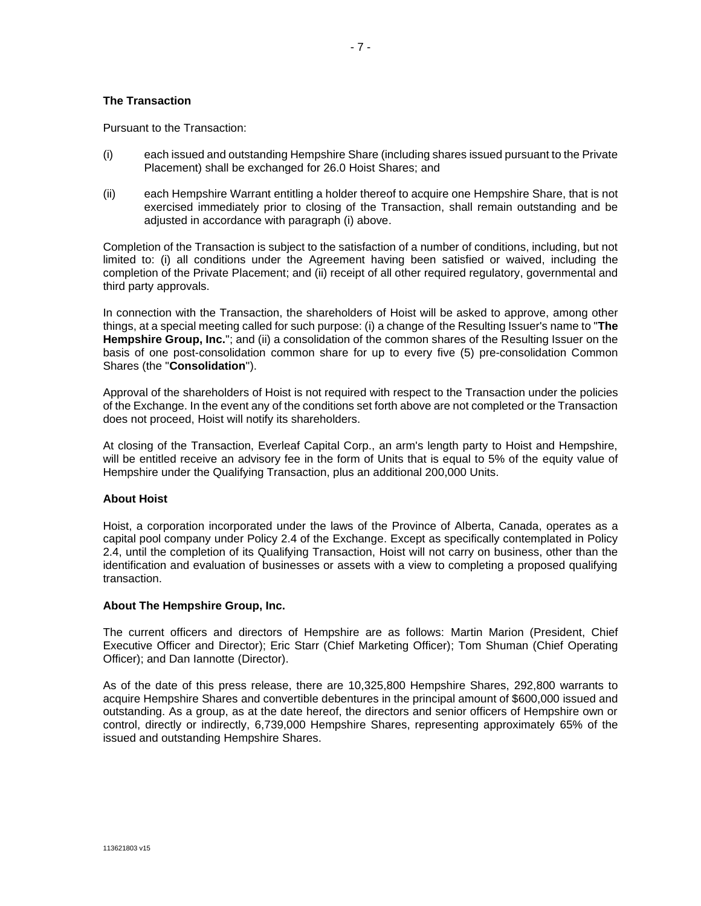### The Transaction

Pursuant to the Transaction:

(i) each issued and outstanding Hempshire Share (including shares issued pursuant to the Private Placement) shall be exchanged for 26.0 Hoist Shares; and

(ii) each Hempshire Warrant entitling a holder thereof to acquire one Hempshire Share, that is not exercised immediately prior to closing of the Transaction, shall remain outstanding and be adjusted in accordance with paragraph (i) above.

Completion of the Transaction is subject to the satisfaction of a number of conditions, including, but not limited to: (i) all conditions under the Agreement having been satisfied or waived, including the completion of the Private Placement; and (ii) receipt of all other required regulatory, governmental and third party approvals.

In connection with the Transaction, the shareholders of Hoist will be asked to approve, among other things, at a special meeting called for such purpose: (i) a change of the Resulting Issuer's name to "**The Hempshire Group, Inc.**"; and (ii) a consolidation of the common shares of the Resulting Issuer on the basis of one post-consolidation common share for up to every five (5) pre-consolidation Common Shares (the "**Consolidation**").

Approval of the shareholders of Hoist is not required with respect to the Transaction under the policies of the Exchange. In the event any of the conditions set forth above are not completed or the Transaction does not proceed, Hoist will notify its shareholders.

At closing of the Transaction, Everleaf Capital Corp., an arm's length party to Hoist and Hempshire, will be entitled receive an advisory fee in the form of Units that is equal to 5% of the equity value of Hempshire under the Qualifying Transaction, plus an additional 200,000 Units.

### About Hoist

Hoist, a corporation incorporated under the laws of the Province of Alberta, Canada, operates as a capital pool company under Policy 2.4 of the Exchange. Except as specifically contemplated in Policy 2.4, until the completion of its Qualifying Transaction, Hoist will not carry on business, other than the identification and evaluation of businesses or assets with a view to completing a proposed qualifying transaction.

### About The Hempshire Group, Inc.

The current officers and directors of Hempshire are as follows: Martin Marion (President, Chief Executive Officer and Director); Eric Starr (Chief Marketing Officer); Tom Shuman (Chief Operating Officer); and Dan Iannotte (Director).

As of the date of this press release, there are 10,325,800 Hempshire Shares, 292,800 warrants to acquire Hempshire Shares and convertible debentures in the principal amount of $600,000 issued and outstanding. As a group, as at the date hereof, the directors and senior officers of Hempshire own or control, directly or indirectly, 6,739,000 Hempshire Shares, representing approximately 65% of the issued and outstanding Hempshire Shares.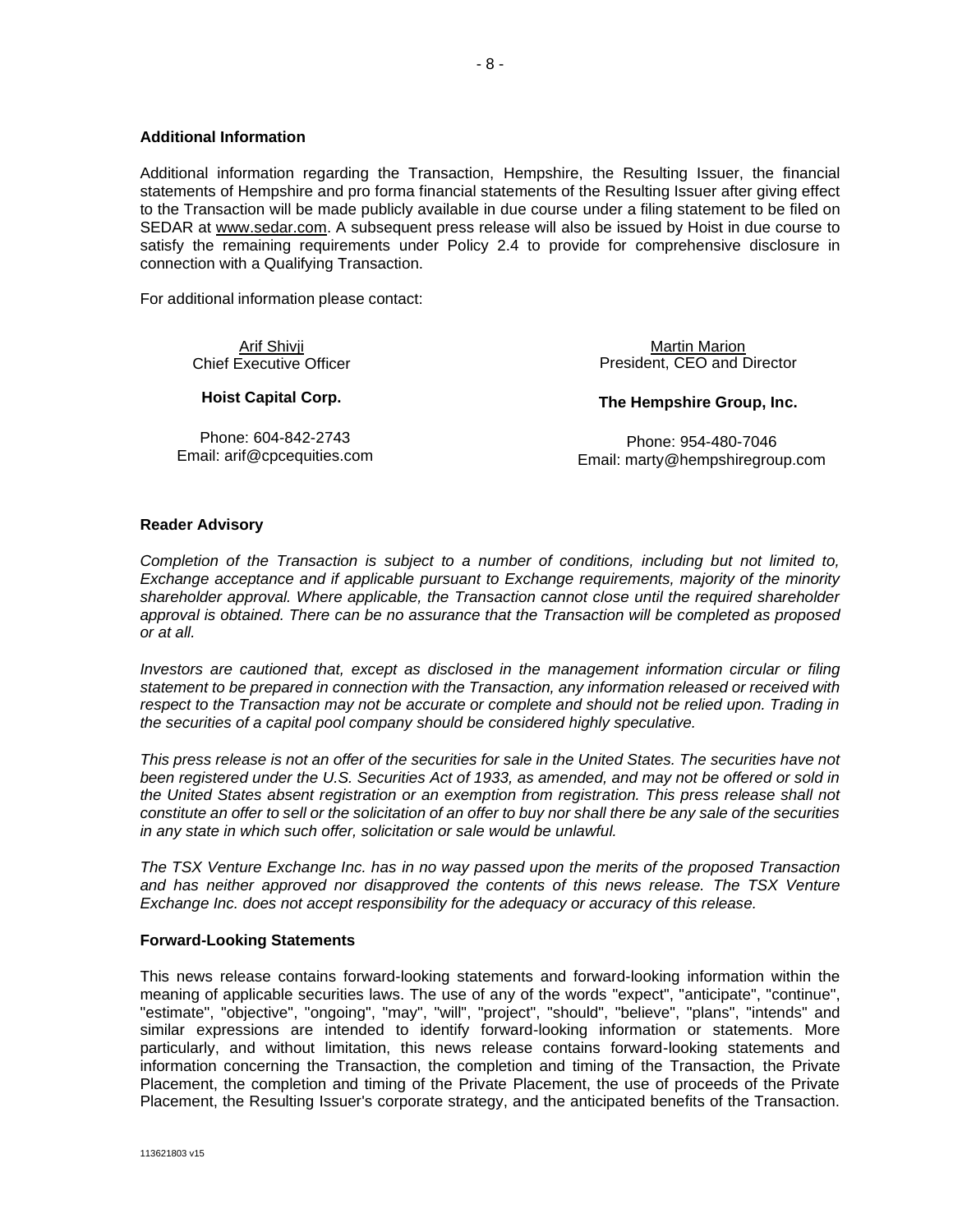**Additional Information**

Additional information regarding the Transaction, Hempshire, the Resulting Issuer, the financial statements of Hempshire and pro forma financial statements of the Resulting Issuer after giving effect to the Transaction will be made publicly available in due course under a filing statement to be filed on SEDAR at www.sedar.com. A subsequent press release will also be issued by Hoist in due course to satisfy the remaining requirements under Policy 2.4 to provide for comprehensive disclosure in connection with a Qualifying Transaction.

For additional information please contact:

Arif Shivji
Chief Executive Officer

**Hoist Capital Corp.**

Phone: 604-842-2743
Email: arif@cpcequities.com

Martin Marion
President, CEO and Director

**The Hempshire Group, Inc.**

Phone: 954-480-7046
Email: marty@hempshiregroup.com

**Reader Advisory**

*Completion of the Transaction is subject to a number of conditions, including but not limited to, Exchange acceptance and if applicable pursuant to Exchange requirements, majority of the minority shareholder approval. Where applicable, the Transaction cannot close until the required shareholder approval is obtained. There can be no assurance that the Transaction will be completed as proposed or at all.*

*Investors are cautioned that, except as disclosed in the management information circular or filing statement to be prepared in connection with the Transaction, any information released or received with respect to the Transaction may not be accurate or complete and should not be relied upon. Trading in the securities of a capital pool company should be considered highly speculative.*

*This press release is not an offer of the securities for sale in the United States. The securities have not been registered under the U.S. Securities Act of 1933, as amended, and may not be offered or sold in the United States absent registration or an exemption from registration. This press release shall not constitute an offer to sell or the solicitation of an offer to buy nor shall there be any sale of the securities in any state in which such offer, solicitation or sale would be unlawful.*

*The TSX Venture Exchange Inc. has in no way passed upon the merits of the proposed Transaction and has neither approved nor disapproved the contents of this news release. The TSX Venture Exchange Inc. does not accept responsibility for the adequacy or accuracy of this release.*

**Forward-Looking Statements**

This news release contains forward-looking statements and forward-looking information within the meaning of applicable securities laws. The use of any of the words "expect", "anticipate", "continue", "estimate", "objective", "ongoing", "may", "will", "project", "should", "believe", "plans", "intends" and similar expressions are intended to identify forward-looking information or statements. More particularly, and without limitation, this news release contains forward-looking statements and information concerning the Transaction, the completion and timing of the Transaction, the Private Placement, the completion and timing of the Private Placement, the use of proceeds of the Private Placement, the Resulting Issuer's corporate strategy, and the anticipated benefits of the Transaction.

113621803 v15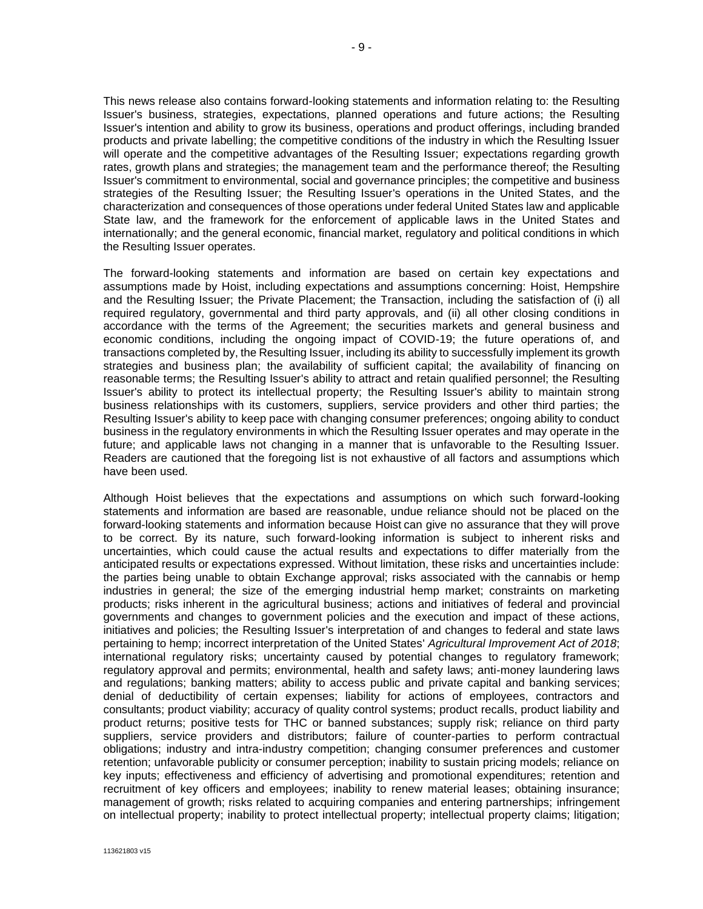This news release also contains forward-looking statements and information relating to: the Resulting Issuer's business, strategies, expectations, planned operations and future actions; the Resulting Issuer's intention and ability to grow its business, operations and product offerings, including branded products and private labelling; the competitive conditions of the industry in which the Resulting Issuer will operate and the competitive advantages of the Resulting Issuer; expectations regarding growth rates, growth plans and strategies; the management team and the performance thereof; the Resulting Issuer's commitment to environmental, social and governance principles; the competitive and business strategies of the Resulting Issuer; the Resulting Issuer's operations in the United States, and the characterization and consequences of those operations under federal United States law and applicable State law, and the framework for the enforcement of applicable laws in the United States and internationally; and the general economic, financial market, regulatory and political conditions in which the Resulting Issuer operates.

The forward-looking statements and information are based on certain key expectations and assumptions made by Hoist, including expectations and assumptions concerning: Hoist, Hempshire and the Resulting Issuer; the Private Placement; the Transaction, including the satisfaction of (i) all required regulatory, governmental and third party approvals, and (ii) all other closing conditions in accordance with the terms of the Agreement; the securities markets and general business and economic conditions, including the ongoing impact of COVID-19; the future operations of, and transactions completed by, the Resulting Issuer, including its ability to successfully implement its growth strategies and business plan; the availability of sufficient capital; the availability of financing on reasonable terms; the Resulting Issuer's ability to attract and retain qualified personnel; the Resulting Issuer's ability to protect its intellectual property; the Resulting Issuer's ability to maintain strong business relationships with its customers, suppliers, service providers and other third parties; the Resulting Issuer's ability to keep pace with changing consumer preferences; ongoing ability to conduct business in the regulatory environments in which the Resulting Issuer operates and may operate in the future; and applicable laws not changing in a manner that is unfavorable to the Resulting Issuer. Readers are cautioned that the foregoing list is not exhaustive of all factors and assumptions which have been used.

Although Hoist believes that the expectations and assumptions on which such forward-looking statements and information are based are reasonable, undue reliance should not be placed on the forward-looking statements and information because Hoist can give no assurance that they will prove to be correct. By its nature, such forward-looking information is subject to inherent risks and uncertainties, which could cause the actual results and expectations to differ materially from the anticipated results or expectations expressed. Without limitation, these risks and uncertainties include: the parties being unable to obtain Exchange approval; risks associated with the cannabis or hemp industries in general; the size of the emerging industrial hemp market; constraints on marketing products; risks inherent in the agricultural business; actions and initiatives of federal and provincial governments and changes to government policies and the execution and impact of these actions, initiatives and policies; the Resulting Issuer's interpretation of and changes to federal and state laws pertaining to hemp; incorrect interpretation of the United States' *Agricultural Improvement Act of 2018*; international regulatory risks; uncertainty caused by potential changes to regulatory framework; regulatory approval and permits; environmental, health and safety laws; anti-money laundering laws and regulations; banking matters; ability to access public and private capital and banking services; denial of deductibility of certain expenses; liability for actions of employees, contractors and consultants; product viability; accuracy of quality control systems; product recalls, product liability and product returns; positive tests for THC or banned substances; supply risk; reliance on third party suppliers, service providers and distributors; failure of counter-parties to perform contractual obligations; industry and intra-industry competition; changing consumer preferences and customer retention; unfavorable publicity or consumer perception; inability to sustain pricing models; reliance on key inputs; effectiveness and efficiency of advertising and promotional expenditures; retention and recruitment of key officers and employees; inability to renew material leases; obtaining insurance; management of growth; risks related to acquiring companies and entering partnerships; infringement on intellectual property; inability to protect intellectual property; intellectual property claims; litigation;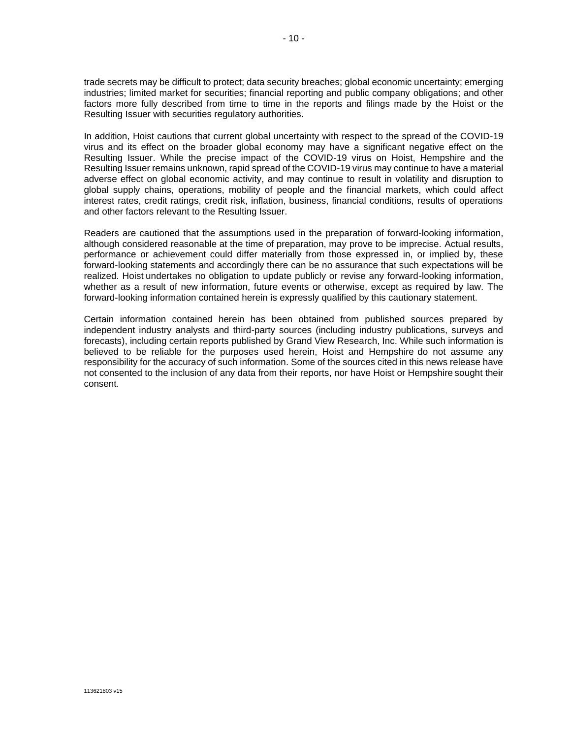trade secrets may be difficult to protect; data security breaches; global economic uncertainty; emerging industries; limited market for securities; financial reporting and public company obligations; and other factors more fully described from time to time in the reports and filings made by the Hoist or the Resulting Issuer with securities regulatory authorities.

In addition, Hoist cautions that current global uncertainty with respect to the spread of the COVID-19 virus and its effect on the broader global economy may have a significant negative effect on the Resulting Issuer. While the precise impact of the COVID-19 virus on Hoist, Hempshire and the Resulting Issuer remains unknown, rapid spread of the COVID-19 virus may continue to have a material adverse effect on global economic activity, and may continue to result in volatility and disruption to global supply chains, operations, mobility of people and the financial markets, which could affect interest rates, credit ratings, credit risk, inflation, business, financial conditions, results of operations and other factors relevant to the Resulting Issuer.

Readers are cautioned that the assumptions used in the preparation of forward-looking information, although considered reasonable at the time of preparation, may prove to be imprecise. Actual results, performance or achievement could differ materially from those expressed in, or implied by, these forward-looking statements and accordingly there can be no assurance that such expectations will be realized. Hoist undertakes no obligation to update publicly or revise any forward-looking information, whether as a result of new information, future events or otherwise, except as required by law. The forward-looking information contained herein is expressly qualified by this cautionary statement.

Certain information contained herein has been obtained from published sources prepared by independent industry analysts and third-party sources (including industry publications, surveys and forecasts), including certain reports published by Grand View Research, Inc. While such information is believed to be reliable for the purposes used herein, Hoist and Hempshire do not assume any responsibility for the accuracy of such information. Some of the sources cited in this news release have not consented to the inclusion of any data from their reports, nor have Hoist or Hempshire sought their consent.